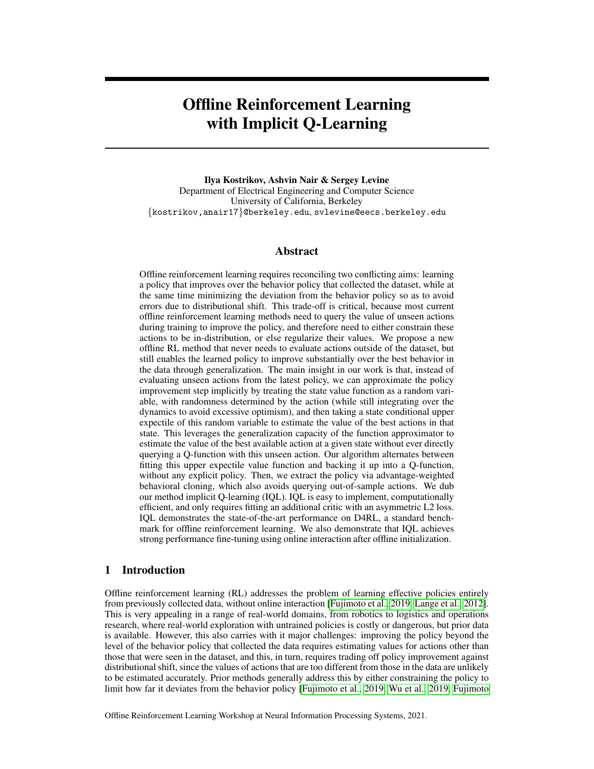# Offline Reinforcement Learning with Implicit Q-Learning

**Ilya Kostrikov, Ashvin Nair & Sergey Levine**
Department of Electrical Engineering and Computer Science
University of California, Berkeley
{kostrikov,anair17}@berkeley.edu, svlevine@eecs.berkeley.edu

## Abstract

Offline reinforcement learning requires reconciling two conflicting aims: learning a policy that improves over the behavior policy that collected the dataset, while at the same time minimizing the deviation from the behavior policy so as to avoid errors due to distributional shift. This trade-off is critical, because most current offline reinforcement learning methods need to query the value of unseen actions during training to improve the policy, and therefore need to either constrain these actions to be in-distribution, or else regularize their values. We propose a new offline RL method that never needs to evaluate actions outside of the dataset, but still enables the learned policy to improve substantially over the best behavior in the data through generalization. The main insight in our work is that, instead of evaluating unseen actions from the latest policy, we can approximate the policy improvement step implicitly by treating the state value function as a random variable, with randomness determined by the action (while still integrating over the dynamics to avoid excessive optimism), and then taking a state conditional upper expectile of this random variable to estimate the value of the best actions in that state. This leverages the generalization capacity of the function approximator to estimate the value of the best available action at a given state without ever directly querying a Q-function with this unseen action. Our algorithm alternates between fitting this upper expectile value function and backing it up into a Q-function, without any explicit policy. Then, we extract the policy via advantage-weighted behavioral cloning, which also avoids querying out-of-sample actions. We dub our method implicit Q-learning (IQL). IQL is easy to implement, computationally efficient, and only requires fitting an additional critic with an asymmetric L2 loss. IQL demonstrates the state-of-the-art performance on D4RL, a standard benchmark for offline reinforcement learning. We also demonstrate that IQL achieves strong performance fine-tuning using online interaction after offline initialization.

## 1 Introduction

Offline reinforcement learning (RL) addresses the problem of learning effective policies entirely from previously collected data, without online interaction [Fujimoto et al., 2019, Lange et al., 2012]. This is very appealing in a range of real-world domains, from robotics to logistics and operations research, where real-world exploration with untrained policies is costly or dangerous, but prior data is available. However, this also carries with it major challenges: improving the policy beyond the level of the behavior policy that collected the data requires estimating values for actions other than those that were seen in the dataset, and this, in turn, requires trading off policy improvement against distributional shift, since the values of actions that are too different from those in the data are unlikely to be estimated accurately. Prior methods generally address this by either constraining the policy to limit how far it deviates from the behavior policy [Fujimoto et al., 2019, Wu et al., 2019, Fujimoto

Offline Reinforcement Learning Workshop at Neural Information Processing Systems, 2021.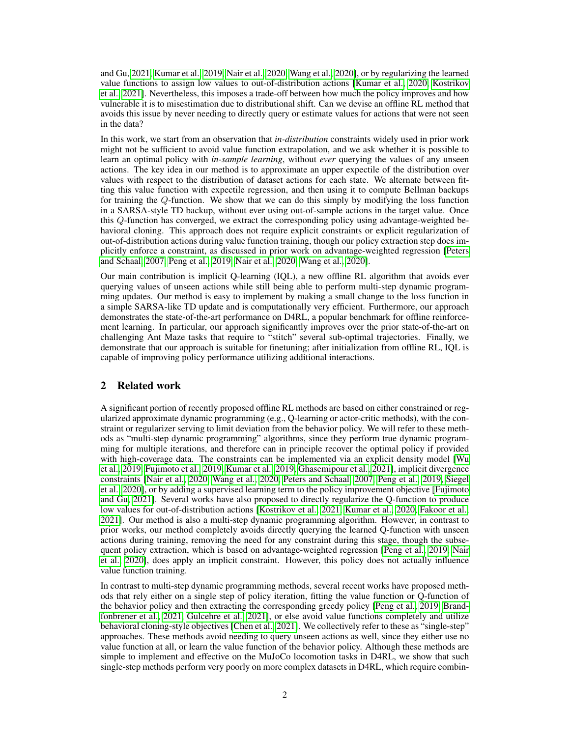and Gu, 2021, Kumar et al., 2019, Nair et al., 2020, Wang et al., 2020], or by regularizing the learned value functions to assign low values to out-of-distribution actions [Kumar et al., 2020, Kostrikov et al., 2021]. Nevertheless, this imposes a trade-off between how much the policy improves and how vulnerable it is to misestimation due to distributional shift. Can we devise an offline RL method that avoids this issue by never needing to directly query or estimate values for actions that were not seen in the data?

In this work, we start from an observation that *in-distribution* constraints widely used in prior work might not be sufficient to avoid value function extrapolation, and we ask whether it is possible to learn an optimal policy with *in-sample learning*, without *ever* querying the values of any unseen actions. The key idea in our method is to approximate an upper expectile of the distribution over values with respect to the distribution of dataset actions for each state. We alternate between fitting this value function with expectile regression, and then using it to compute Bellman backups for training the $Q$-function. We show that we can do this simply by modifying the loss function in a SARSA-style TD backup, without ever using out-of-sample actions in the target value. Once this $Q$-function has converged, we extract the corresponding policy using advantage-weighted behavioral cloning. This approach does not require explicit constraints or explicit regularization of out-of-distribution actions during value function training, though our policy extraction step does implicitly enforce a constraint, as discussed in prior work on advantage-weighted regression [Peters and Schaal, 2007, Peng et al., 2019, Nair et al., 2020, Wang et al., 2020].

Our main contribution is implicit Q-learning (IQL), a new offline RL algorithm that avoids ever querying values of unseen actions while still being able to perform multi-step dynamic programming updates. Our method is easy to implement by making a small change to the loss function in a simple SARSA-like TD update and is computationally very efficient. Furthermore, our approach demonstrates the state-of-the-art performance on D4RL, a popular benchmark for offline reinforcement learning. In particular, our approach significantly improves over the prior state-of-the-art on challenging Ant Maze tasks that require to "stitch" several sub-optimal trajectories. Finally, we demonstrate that our approach is suitable for finetuning; after initialization from offline RL, IQL is capable of improving policy performance utilizing additional interactions.

## 2 Related work

A significant portion of recently proposed offline RL methods are based on either constrained or regularized approximate dynamic programming (e.g., Q-learning or actor-critic methods), with the constraint or regularizer serving to limit deviation from the behavior policy. We will refer to these methods as "multi-step dynamic programming" algorithms, since they perform true dynamic programming for multiple iterations, and therefore can in principle recover the optimal policy if provided with high-coverage data. The constraints can be implemented via an explicit density model [Wu et al., 2019, Fujimoto et al., 2019, Kumar et al., 2019, Ghasemipour et al., 2021], implicit divergence constraints [Nair et al., 2020, Wang et al., 2020, Peters and Schaal, 2007, Peng et al., 2019, Siegel et al., 2020], or by adding a supervised learning term to the policy improvement objective [Fujimoto and Gu, 2021]. Several works have also proposed to directly regularize the Q-function to produce low values for out-of-distribution actions [Kostrikov et al., 2021, Kumar et al., 2020, Fakoor et al., 2021]. Our method is also a multi-step dynamic programming algorithm. However, in contrast to prior works, our method completely avoids directly querying the learned Q-function with unseen actions during training, removing the need for any constraint during this stage, though the subsequent policy extraction, which is based on advantage-weighted regression [Peng et al., 2019, Nair et al., 2020], does apply an implicit constraint. However, this policy does not actually influence value function training.

In contrast to multi-step dynamic programming methods, several recent works have proposed methods that rely either on a single step of policy iteration, fitting the value function or Q-function of the behavior policy and then extracting the corresponding greedy policy [Peng et al., 2019, Brandfonbrener et al., 2021, Gulcehre et al., 2021], or else avoid value functions completely and utilize behavioral cloning-style objectives [Chen et al., 2021]. We collectively refer to these as "single-step" approaches. These methods avoid needing to query unseen actions as well, since they either use no value function at all, or learn the value function of the behavior policy. Although these methods are simple to implement and effective on the MuJoCo locomotion tasks in D4RL, we show that such single-step methods perform very poorly on more complex datasets in D4RL, which require combin-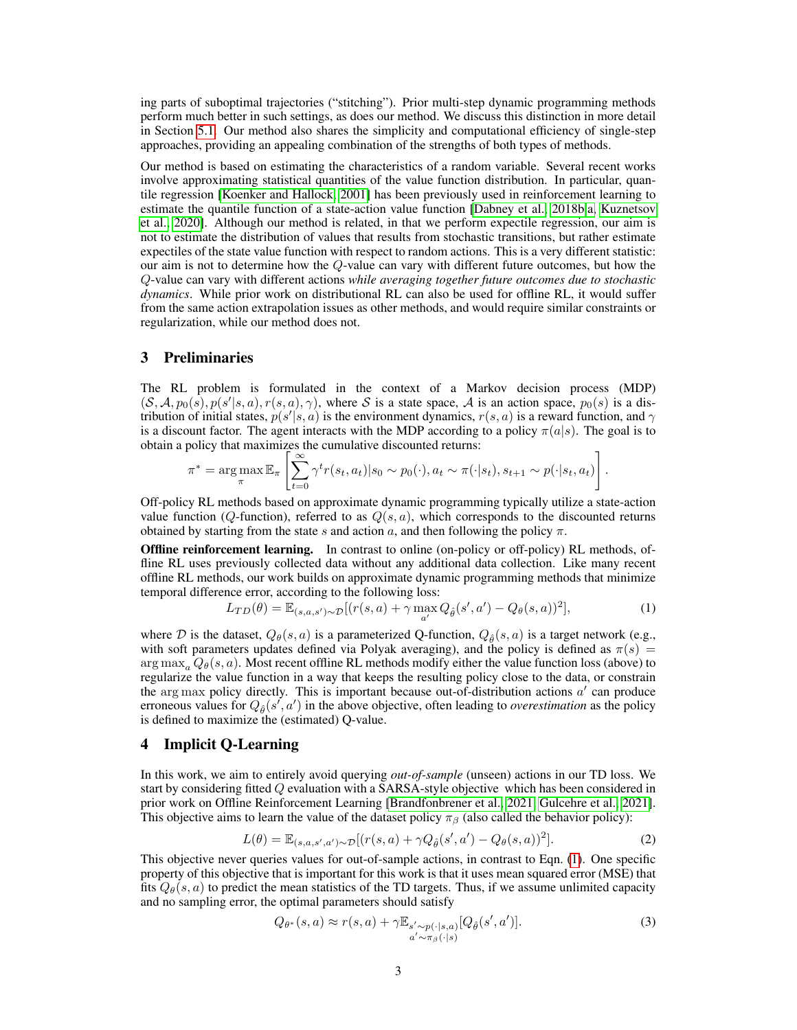ing parts of suboptimal trajectories ("stitching"). Prior multi-step dynamic programming methods perform much better in such settings, as does our method. We discuss this distinction in more detail in Section 5.1. Our method also shares the simplicity and computational efficiency of single-step approaches, providing an appealing combination of the strengths of both types of methods.

Our method is based on estimating the characteristics of a random variable. Several recent works involve approximating statistical quantities of the value function distribution. In particular, quantile regression [Koenker and Hallock, 2001] has been previously used in reinforcement learning to estimate the quantile function of a state-action value function [Dabney et al., 2018b,a, Kuznetsov et al., 2020]. Although our method is related, in that we perform expectile regression, our aim is not to estimate the distribution of values that results from stochastic transitions, but rather estimate expectiles of the state value function with respect to random actions. This is a very different statistic: our aim is not to determine how the $Q$-value can vary with different future outcomes, but how the $Q$-value can vary with different actions *while averaging together future outcomes due to stochastic dynamics*. While prior work on distributional RL can also be used for offline RL, it would suffer from the same action extrapolation issues as other methods, and would require similar constraints or regularization, while our method does not.

## 3 Preliminaries

The RL problem is formulated in the context of a Markov decision process (MDP) $(\mathcal{S}, \mathcal{A}, p_0(s), p(s'|s,a), r(s,a), \gamma)$, where $\mathcal{S}$ is a state space, $\mathcal{A}$ is an action space, $p_0(s)$ is a distribution of initial states, $p(s'|s,a)$ is the environment dynamics, $r(s,a)$ is a reward function, and $\gamma$ is a discount factor. The agent interacts with the MDP according to a policy $\pi(a|s)$. The goal is to obtain a policy that maximizes the cumulative discounted returns:

$$\pi^* = \arg\max_\pi \mathbb{E}_\pi \left[ \sum_{t=0}^{\infty} \gamma^t r(s_t, a_t) | s_0 \sim p_0(\cdot), a_t \sim \pi(\cdot|s_t), s_{t+1} \sim p(\cdot|s_t, a_t) \right].$$

Off-policy RL methods based on approximate dynamic programming typically utilize a state-action value function ($Q$-function), referred to as $Q(s,a)$, which corresponds to the discounted returns obtained by starting from the state $s$ and action $a$, and then following the policy $\pi$.

**Offline reinforcement learning.** In contrast to online (on-policy or off-policy) RL methods, offline RL uses previously collected data without any additional data collection. Like many recent offline RL methods, our work builds on approximate dynamic programming methods that minimize temporal difference error, according to the following loss:

$$L_{TD}(\theta) = \mathbb{E}_{(s,a,s') \sim \mathcal{D}}[(r(s,a) + \gamma \max_{a'} Q_{\hat{\theta}}(s', a') - Q_\theta(s,a))^2], \tag{1}$$

where $\mathcal{D}$ is the dataset, $Q_\theta(s,a)$ is a parameterized Q-function, $Q_{\hat{\theta}}(s,a)$ is a target network (e.g., with soft parameters updates defined via Polyak averaging), and the policy is defined as $\pi(s) = \arg\max_a Q_\theta(s,a)$. Most recent offline RL methods modify either the value function loss (above) to regularize the value function in a way that keeps the resulting policy close to the data, or constrain the $\arg\max$ policy directly. This is important because out-of-distribution actions $a'$ can produce erroneous values for $Q_{\hat{\theta}}(s', a')$ in the above objective, often leading to *overestimation* as the policy is defined to maximize the (estimated) Q-value.

## 4 Implicit Q-Learning

In this work, we aim to entirely avoid querying *out-of-sample* (unseen) actions in our TD loss. We start by considering fitted $Q$ evaluation with a SARSA-style objective which has been considered in prior work on Offline Reinforcement Learning [Brandfonbrener et al., 2021, Gulcehre et al., 2021]. This objective aims to learn the value of the dataset policy $\pi_\beta$ (also called the behavior policy):

$$L(\theta) = \mathbb{E}_{(s,a,s',a') \sim \mathcal{D}}[(r(s,a) + \gamma Q_{\hat{\theta}}(s', a') - Q_\theta(s,a))^2]. \tag{2}$$

This objective never queries values for out-of-sample actions, in contrast to Eqn. (1). One specific property of this objective that is important for this work is that it uses mean squared error (MSE) that fits $Q_\theta(s,a)$ to predict the mean statistics of the TD targets. Thus, if we assume unlimited capacity and no sampling error, the optimal parameters should satisfy

$$Q_{\theta^*}(s,a) \approx r(s,a) + \gamma \mathbb{E}_{\substack{s' \sim p(\cdot|s,a) \\ a' \sim \pi_\beta(\cdot|s)}}[Q_{\hat{\theta}}(s', a')]. \tag{3}$$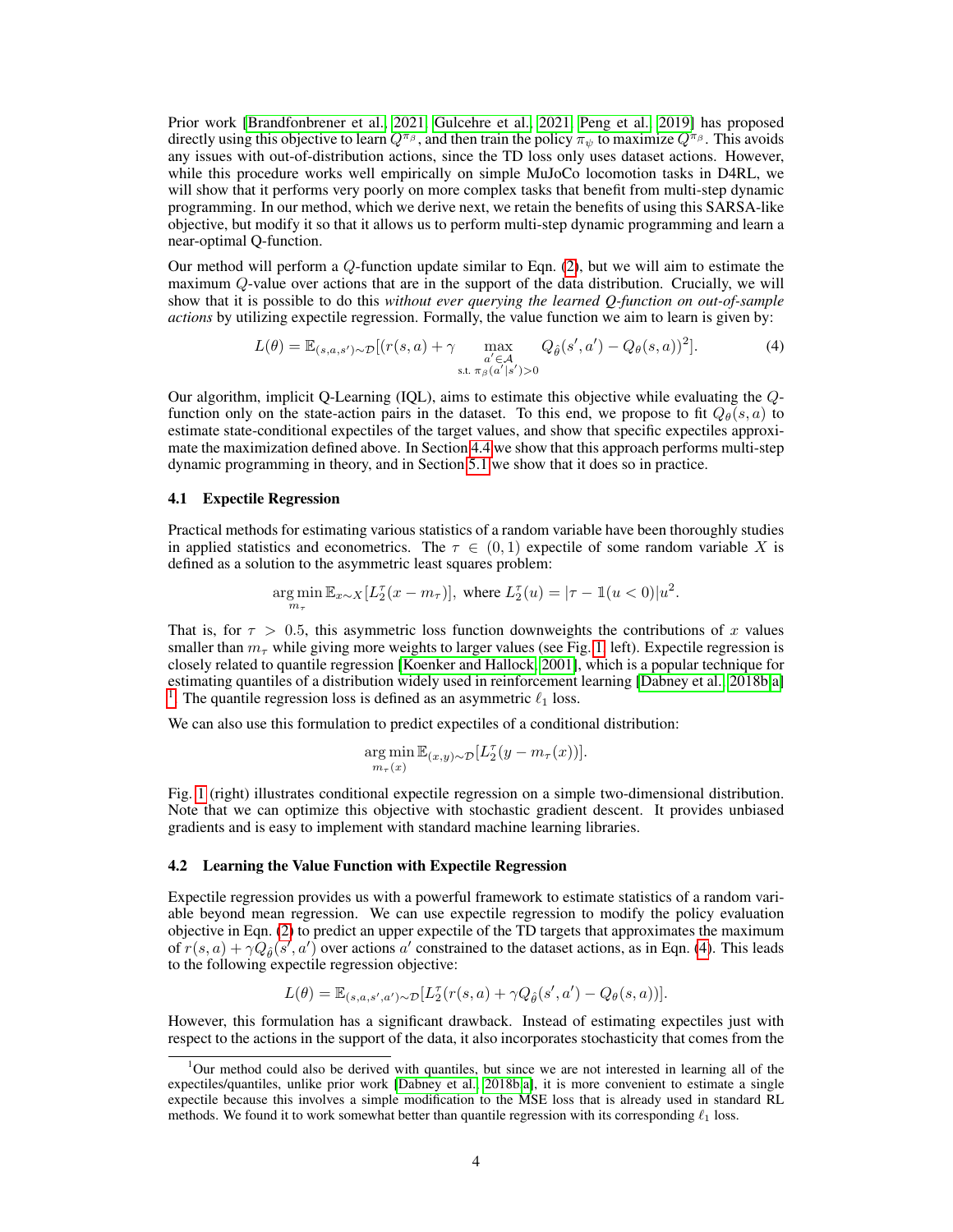Prior work [Brandfonbrener et al., 2021, Gulcehre et al., 2021, Peng et al., 2019] has proposed directly using this objective to learn $Q^{\pi_\beta}$, and then train the policy $\pi_\psi$ to maximize $Q^{\pi_\beta}$. This avoids any issues with out-of-distribution actions, since the TD loss only uses dataset actions. However, while this procedure works well empirically on simple MuJoCo locomotion tasks in D4RL, we will show that it performs very poorly on more complex tasks that benefit from multi-step dynamic programming. In our method, which we derive next, we retain the benefits of using this SARSA-like objective, but modify it so that it allows us to perform multi-step dynamic programming and learn a near-optimal Q-function.

Our method will perform a $Q$-function update similar to Eqn. (2), but we will aim to estimate the maximum $Q$-value over actions that are in the support of the data distribution. Crucially, we will show that it is possible to do this *without ever querying the learned Q-function on out-of-sample actions* by utilizing expectile regression. Formally, the value function we aim to learn is given by:

$$L(\theta) = \mathbb{E}_{(s,a,s')\sim\mathcal{D}}[(r(s,a) + \gamma \max_{\substack{a' \in \mathcal{A} \\ \text{s.t. } \pi_\beta(a'|s')>0}} Q_{\hat{\theta}}(s',a') - Q_\theta(s,a))^2]. \tag{4}$$

Our algorithm, implicit Q-Learning (IQL), aims to estimate this objective while evaluating the $Q$-function only on the state-action pairs in the dataset. To this end, we propose to fit $Q_\theta(s,a)$ to estimate state-conditional expectiles of the target values, and show that specific expectiles approximate the maximization defined above. In Section 4.4 we show that this approach performs multi-step dynamic programming in theory, and in Section 5.1 we show that it does so in practice.

### 4.1 Expectile Regression

Practical methods for estimating various statistics of a random variable have been thoroughly studies in applied statistics and econometrics. The $\tau \in (0,1)$ expectile of some random variable $X$ is defined as a solution to the asymmetric least squares problem:

$$\arg\min_{m_\tau} \mathbb{E}_{x\sim X}[L_2^\tau(x - m_\tau)], \text{ where } L_2^\tau(u) = |\tau - \mathbb{1}(u<0)|u^2.$$

That is, for $\tau > 0.5$, this asymmetric loss function downweights the contributions of $x$ values smaller than $m_\tau$ while giving more weights to larger values (see Fig. 1, left). Expectile regression is closely related to quantile regression [Koenker and Hallock, 2001], which is a popular technique for estimating quantiles of a distribution widely used in reinforcement learning [Dabney et al., 2018b,a] [1]. The quantile regression loss is defined as an asymmetric $\ell_1$ loss.

We can also use this formulation to predict expectiles of a conditional distribution:

$$\arg\min_{m_\tau(x)} \mathbb{E}_{(x,y)\sim\mathcal{D}}[L_2^\tau(y - m_\tau(x))].$$

Fig. 1 (right) illustrates conditional expectile regression on a simple two-dimensional distribution. Note that we can optimize this objective with stochastic gradient descent. It provides unbiased gradients and is easy to implement with standard machine learning libraries.

### 4.2 Learning the Value Function with Expectile Regression

Expectile regression provides us with a powerful framework to estimate statistics of a random variable beyond mean regression. We can use expectile regression to modify the policy evaluation objective in Eqn. (2) to predict an upper expectile of the TD targets that approximates the maximum of $r(s,a) + \gamma Q_{\hat{\theta}}(s',a')$ over actions $a'$ constrained to the dataset actions, as in Eqn. (4). This leads to the following expectile regression objective:

$$L(\theta) = \mathbb{E}_{(s,a,s',a')\sim\mathcal{D}}[L_2^\tau(r(s,a) + \gamma Q_{\hat{\theta}}(s',a') - Q_\theta(s,a))].$$

However, this formulation has a significant drawback. Instead of estimating expectiles just with respect to the actions in the support of the data, it also incorporates stochasticity that comes from the

[1] Our method could also be derived with quantiles, but since we are not interested in learning all of the expectiles/quantiles, unlike prior work [Dabney et al., 2018b,a], it is more convenient to estimate a single expectile because this involves a simple modification to the MSE loss that is already used in standard RL methods. We found it to work somewhat better than quantile regression with its corresponding $\ell_1$ loss.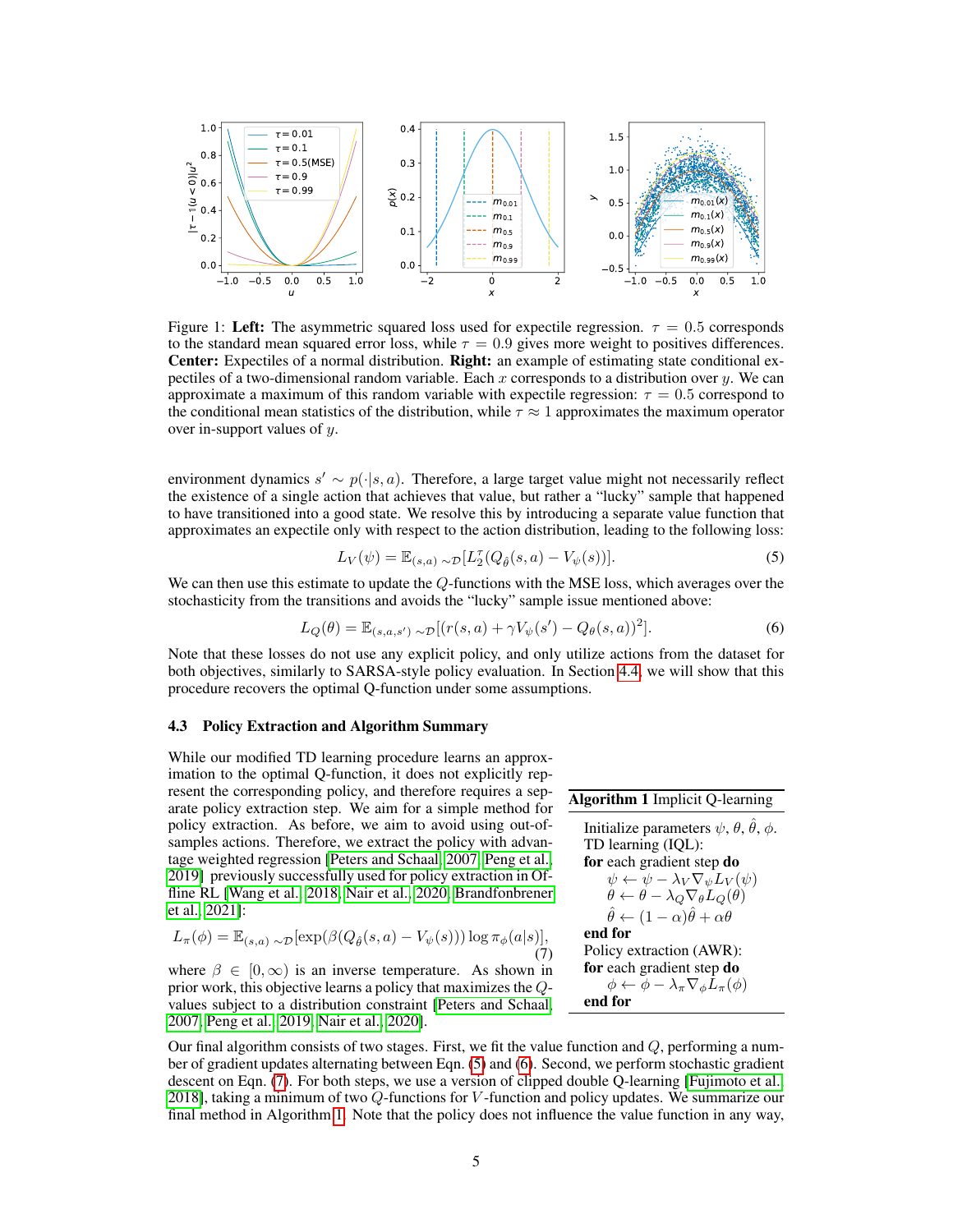Figure 1: **Left:** The asymmetric squared loss used for expectile regression. $\tau = 0.5$ corresponds to the standard mean squared error loss, while $\tau = 0.9$ gives more weight to positives differences. **Center:** Expectiles of a normal distribution. **Right:** an example of estimating state conditional expectiles of a two-dimensional random variable. Each $x$ corresponds to a distribution over $y$. We can approximate a maximum of this random variable with expectile regression: $\tau = 0.5$ correspond to the conditional mean statistics of the distribution, while $\tau \approx 1$ approximates the maximum operator over in-support values of $y$.

environment dynamics $s' \sim p(\cdot|s,a)$. Therefore, a large target value might not necessarily reflect the existence of a single action that achieves that value, but rather a "lucky" sample that happened to have transitioned into a good state. We resolve this by introducing a separate value function that approximates an expectile only with respect to the action distribution, leading to the following loss:

$$L_V(\psi) = \mathbb{E}_{(s,a)\sim\mathcal{D}}[L_2^\tau(Q_{\hat{\theta}}(s,a) - V_\psi(s))]. \tag{5}$$

We can then use this estimate to update the $Q$-functions with the MSE loss, which averages over the stochasticity from the transitions and avoids the "lucky" sample issue mentioned above:

$$L_Q(\theta) = \mathbb{E}_{(s,a,s')\sim\mathcal{D}}[(r(s,a) + \gamma V_\psi(s') - Q_\theta(s,a))^2]. \tag{6}$$

Note that these losses do not use any explicit policy, and only utilize actions from the dataset for both objectives, similarly to SARSA-style policy evaluation. In Section 4.4, we will show that this procedure recovers the optimal Q-function under some assumptions.

### 4.3 Policy Extraction and Algorithm Summary

While our modified TD learning procedure learns an approximation to the optimal Q-function, it does not explicitly represent the corresponding policy, and therefore requires a separate policy extraction step. We aim for a simple method for policy extraction. As before, we aim to avoid using out-of-samples actions. Therefore, we extract the policy with advantage weighted regression [Peters and Schaal, 2007, Peng et al., 2019] previously successfully used for policy extraction in Offline RL [Wang et al., 2018, Nair et al., 2020, Brandfonbrener et al., 2021]:

$$L_\pi(\phi) = \mathbb{E}_{(s,a)\sim\mathcal{D}}[\exp(\beta(Q_{\hat{\theta}}(s,a) - V_\psi(s)))\log\pi_\phi(a|s)], \tag{7}$$

where $\beta \in [0,\infty)$ is an inverse temperature. As shown in prior work, this objective learns a policy that maximizes the $Q$-values subject to a distribution constraint [Peters and Schaal, 2007, Peng et al., 2019, Nair et al., 2020].

**Algorithm 1** Implicit Q-learning

```
Initialize parameters ψ, θ, θ̂, φ.
TD learning (IQL):
for each gradient step do
    ψ ← ψ − λ_V ∇_ψ L_V(ψ)
    θ ← θ − λ_Q ∇_θ L_Q(θ)
    θ̂ ← (1 − α)θ̂ + αθ
end for
Policy extraction (AWR):
for each gradient step do
    φ ← φ − λ_π ∇_φ L_π(φ)
end for
```

Our final algorithm consists of two stages. First, we fit the value function and $Q$, performing a number of gradient updates alternating between Eqn. (5) and (6). Second, we perform stochastic gradient descent on Eqn. (7). For both steps, we use a version of clipped double Q-learning [Fujimoto et al., 2018], taking a minimum of two $Q$-functions for $V$-function and policy updates. We summarize our final method in Algorithm 1. Note that the policy does not influence the value function in any way,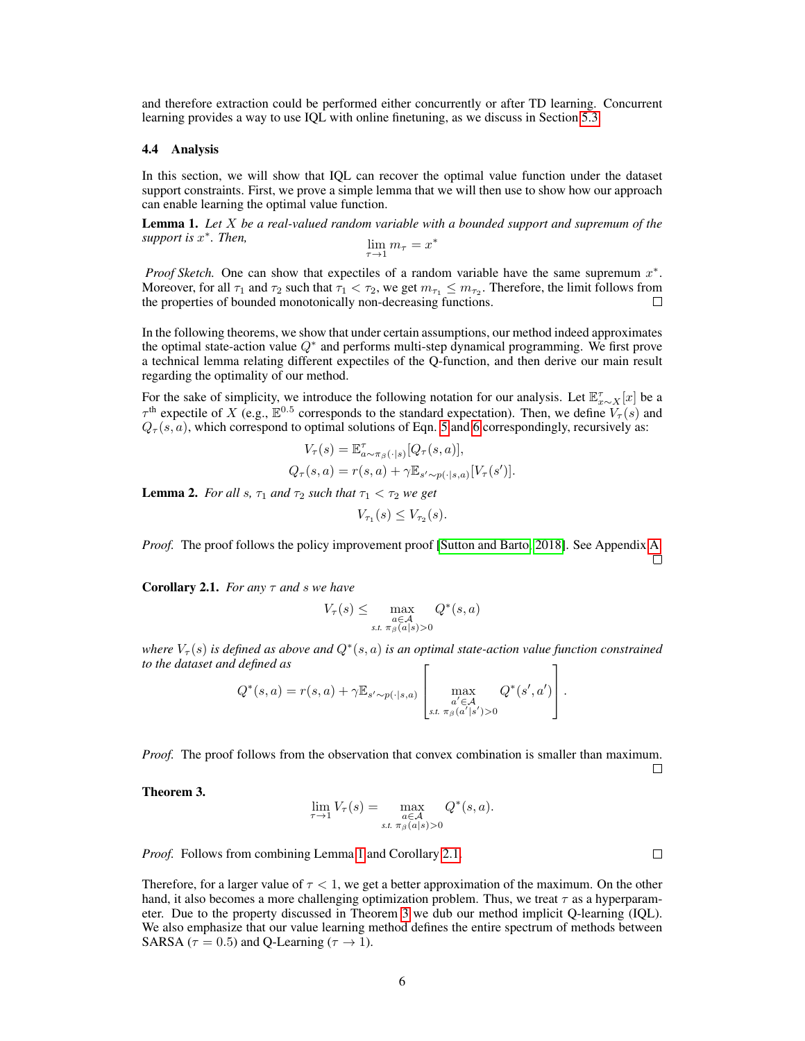and therefore extraction could be performed either concurrently or after TD learning. Concurrent learning provides a way to use IQL with online finetuning, as we discuss in Section 5.3.

### 4.4 Analysis

In this section, we will show that IQL can recover the optimal value function under the dataset support constraints. First, we prove a simple lemma that we will then use to show how our approach can enable learning the optimal value function.

**Lemma 1.** *Let $X$ be a real-valued random variable with a bounded support and supremum of the support is $x^*$. Then,*

$$\lim_{\tau \to 1} m_\tau = x^*$$

*Proof Sketch.* One can show that expectiles of a random variable have the same supremum $x^*$. Moreover, for all $\tau_1$ and $\tau_2$ such that $\tau_1 < \tau_2$, we get $m_{\tau_1} \le m_{\tau_2}$. Therefore, the limit follows from the properties of bounded monotonically non-decreasing functions. □

In the following theorems, we show that under certain assumptions, our method indeed approximates the optimal state-action value $Q^*$ and performs multi-step dynamical programming. We first prove a technical lemma relating different expectiles of the Q-function, and then derive our main result regarding the optimality of our method.

For the sake of simplicity, we introduce the following notation for our analysis. Let $\mathbb{E}^\tau_{x \sim X}[x]$ be a $\tau^{\text{th}}$ expectile of $X$ (e.g., $\mathbb{E}^{0.5}$ corresponds to the standard expectation). Then, we define $V_\tau(s)$ and $Q_\tau(s,a)$, which correspond to optimal solutions of Eqn. 5 and 6 correspondingly, recursively as:

$$V_\tau(s) = \mathbb{E}^\tau_{a \sim \pi_\beta(\cdot|s)}[Q_\tau(s,a)],$$
$$Q_\tau(s,a) = r(s,a) + \gamma \mathbb{E}_{s' \sim p(\cdot|s,a)}[V_\tau(s')].$$

**Lemma 2.** *For all $s$, $\tau_1$ and $\tau_2$ such that $\tau_1 < \tau_2$ we get*

$$V_{\tau_1}(s) \le V_{\tau_2}(s).$$

*Proof.* The proof follows the policy improvement proof [Sutton and Barto, 2018]. See Appendix A. □

**Corollary 2.1.** *For any $\tau$ and $s$ we have*

$$V_\tau(s) \le \max_{\substack{a \in \mathcal{A} \\ \text{s.t. } \pi_\beta(a|s) > 0}} Q^*(s,a)$$

*where $V_\tau(s)$ is defined as above and $Q^*(s,a)$ is an optimal state-action value function constrained to the dataset and defined as*

$$Q^*(s,a) = r(s,a) + \gamma \mathbb{E}_{s' \sim p(\cdot|s,a)} \left[ \max_{\substack{a' \in \mathcal{A} \\ \text{s.t. } \pi_\beta(a'|s') > 0}} Q^*(s',a') \right].$$

*Proof.* The proof follows from the observation that convex combination is smaller than maximum. □

**Theorem 3.**

$$\lim_{\tau \to 1} V_\tau(s) = \max_{\substack{a \in \mathcal{A} \\ \text{s.t. } \pi_\beta(a|s) > 0}} Q^*(s,a).$$

*Proof.* Follows from combining Lemma 1 and Corollary 2.1. □

Therefore, for a larger value of $\tau < 1$, we get a better approximation of the maximum. On the other hand, it also becomes a more challenging optimization problem. Thus, we treat $\tau$ as a hyperparameter. Due to the property discussed in Theorem 3 we dub our method implicit Q-learning (IQL). We also emphasize that our value learning method defines the entire spectrum of methods between SARSA ($\tau = 0.5$) and Q-Learning ($\tau \to 1$).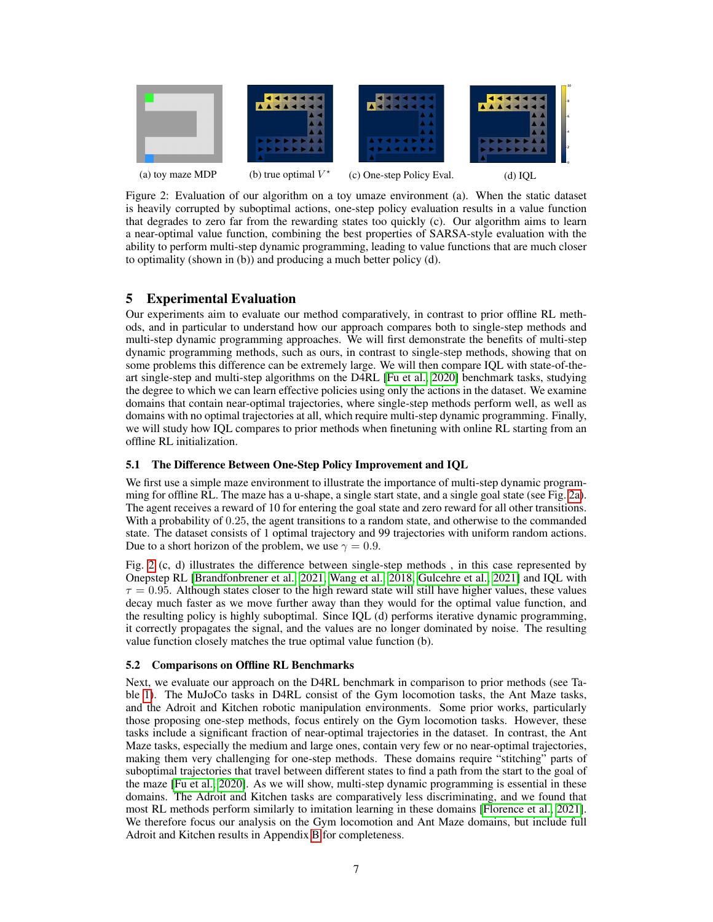(a) toy maze MDP (b) true optimal $V^{\star}$ (c) One-step Policy Eval. (d) IQL

Figure 2: Evaluation of our algorithm on a toy umaze environment (a). When the static dataset is heavily corrupted by suboptimal actions, one-step policy evaluation results in a value function that degrades to zero far from the rewarding states too quickly (c). Our algorithm aims to learn a near-optimal value function, combining the best properties of SARSA-style evaluation with the ability to perform multi-step dynamic programming, leading to value functions that are much closer to optimality (shown in (b)) and producing a much better policy (d).

## 5 Experimental Evaluation

Our experiments aim to evaluate our method comparatively, in contrast to prior offline RL methods, and in particular to understand how our approach compares both to single-step methods and multi-step dynamic programming approaches. We will first demonstrate the benefits of multi-step dynamic programming methods, such as ours, in contrast to single-step methods, showing that on some problems this difference can be extremely large. We will then compare IQL with state-of-the-art single-step and multi-step algorithms on the D4RL [Fu et al., 2020] benchmark tasks, studying the degree to which we can learn effective policies using only the actions in the dataset. We examine domains that contain near-optimal trajectories, where single-step methods perform well, as well as domains with no optimal trajectories at all, which require multi-step dynamic programming. Finally, we will study how IQL compares to prior methods when finetuning with online RL starting from an offline RL initialization.

### 5.1 The Difference Between One-Step Policy Improvement and IQL

We first use a simple maze environment to illustrate the importance of multi-step dynamic programming for offline RL. The maze has a u-shape, a single start state, and a single goal state (see Fig. 2a). The agent receives a reward of 10 for entering the goal state and zero reward for all other transitions. With a probability of 0.25, the agent transitions to a random state, and otherwise to the commanded state. The dataset consists of 1 optimal trajectory and 99 trajectories with uniform random actions. Due to a short horizon of the problem, we use $\gamma = 0.9$.

Fig. 2 (c, d) illustrates the difference between single-step methods , in this case represented by Onepstep RL [Brandfonbrener et al., 2021, Wang et al., 2018, Gulcehre et al., 2021] and IQL with $\tau = 0.95$. Although states closer to the high reward state will still have higher values, these values decay much faster as we move further away than they would for the optimal value function, and the resulting policy is highly suboptimal. Since IQL (d) performs iterative dynamic programming, it correctly propagates the signal, and the values are no longer dominated by noise. The resulting value function closely matches the true optimal value function (b).

### 5.2 Comparisons on Offline RL Benchmarks

Next, we evaluate our approach on the D4RL benchmark in comparison to prior methods (see Table 1). The MuJoCo tasks in D4RL consist of the Gym locomotion tasks, the Ant Maze tasks, and the Adroit and Kitchen robotic manipulation environments. Some prior works, particularly those proposing one-step methods, focus entirely on the Gym locomotion tasks. However, these tasks include a significant fraction of near-optimal trajectories in the dataset. In contrast, the Ant Maze tasks, especially the medium and large ones, contain very few or no near-optimal trajectories, making them very challenging for one-step methods. These domains require "stitching" parts of suboptimal trajectories that travel between different states to find a path from the start to the goal of the maze [Fu et al., 2020]. As we will show, multi-step dynamic programming is essential in these domains. The Adroit and Kitchen tasks are comparatively less discriminating, and we found that most RL methods perform similarly to imitation learning in these domains [Florence et al., 2021]. We therefore focus our analysis on the Gym locomotion and Ant Maze domains, but include full Adroit and Kitchen results in Appendix B for completeness.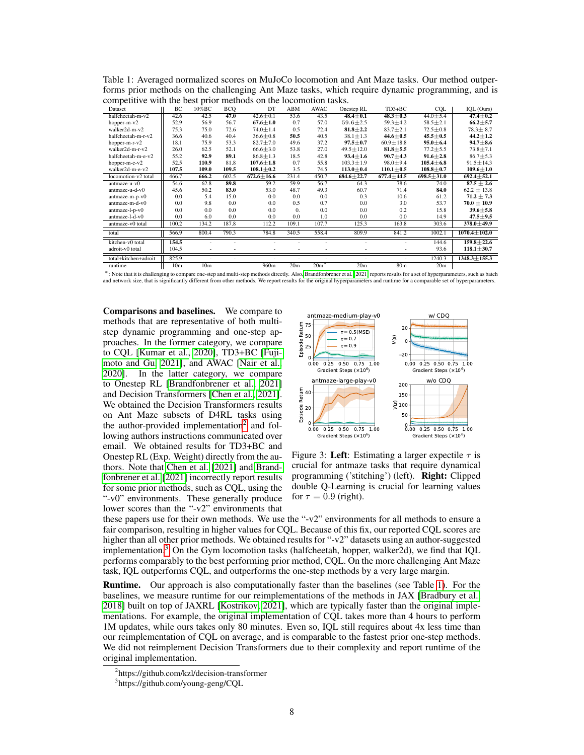Table 1: Averaged normalized scores on MuJoCo locomotion and Ant Maze tasks. Our method outperforms prior methods on the challenging Ant Maze tasks, which require dynamic programming, and is competitive with the best prior methods on the locomotion tasks.

| Dataset | BC | 10%BC | BCQ | DT | ABM | AWAC | Onestep RL | TD3+BC | CQL | IQL (Ours) |
|---|---|---|---|---|---|---|---|---|---|---|
| halfcheetah-m-v2 | 42.6 | 42.5 | **47.0** | 42.6±0.1 | 53.6 | 43.5 | **48.4±0.1** | **48.3±0.3** | 44.0±5.4 | **47.4±0.2** |
| hopper-m-v2 | 52.9 | 56.9 | 56.7 | **67.6±1.0** | 0.7 | 57.0 | 59.6±2.5 | 59.3±4.2 | 58.5±2.1 | **66.2±5.7** |
| walker2d-m-v2 | 75.3 | 75.0 | 72.6 | 74.0±1.4 | 0.5 | 72.4 | **81.8±2.2** | 83.7±2.1 | 72.5±0.8 | 78.3±8.7 |
| halfcheetah-m-r-v2 | 36.6 | 40.6 | 40.4 | 36.6±0.8 | **50.5** | 40.5 | 38.1±1.3 | **44.6±0.5** | **45.5±0.5** | **44.2±1.2** |
| hopper-m-r-v2 | 18.1 | 75.9 | 53.3 | 82.7±7.0 | 49.6 | 37.2 | **97.5±0.7** | 60.9±18.8 | **95.0±6.4** | **94.7±8.6** |
| walker2d-m-r-v2 | 26.0 | 62.5 | 52.1 | 66.6±3.0 | 53.8 | 27.0 | 49.5±12.0 | **81.8±5.5** | 77.2±5.5 | 73.8±7.1 |
| halfcheetah-m-e-v2 | 55.2 | **92.9** | **89.1** | 86.8±1.3 | 18.5 | 42.8 | **93.4±1.6** | **90.7±4.3** | **91.6±2.8** | 86.7±5.3 |
| hopper-m-e-v2 | 52.5 | **110.9** | 81.8 | **107.6±1.8** | 0.7 | 55.8 | 103.3±1.9 | 98.0±9.4 | **105.4±6.8** | 91.5±14.3 |
| walker2d-m-e-v2 | **107.5** | **109.0** | **109.5** | **108.1±0.2** | 3.5 | 74.5 | **113.0±0.4** | **110.1±0.5** | **108.8±0.7** | **109.6±1.0** |
| locomotion-v2 total | 466.7 | **666.2** | 602.5 | **672.6±16.6** | 231.4 | 450.7 | **684.6±22.7** | **677.4±44.5** | **698.5±31.0** | **692.4±52.1** |
| antmaze-u-v0 | 54.6 | 62.8 | **89.8** | 59.2 | 59.9 | 56.7 | 64.3 | 78.6 | 74.0 | **87.5 ± 2.6** |
| antmaze-u-d-v0 | 45.6 | 50.2 | **83.0** | 53.0 | 48.7 | 49.3 | 60.7 | 71.4 | **84.0** | 62.2 ± 13.8 |
| antmaze-m-p-v0 | 0.0 | 5.4 | 15.0 | 0.0 | 0.0 | 0.0 | 0.3 | 10.6 | 61.2 | **71.2 ± 7.3** |
| antmaze-m-d-v0 | 0.0 | 9.8 | 0.0 | 0.0 | 0.5 | 0.7 | 0.0 | 3.0 | 53.7 | **70.0 ± 10.9** |
| antmaze-l-p-v0 | 0.0 | 0.0 | 0.0 | 0.0 | 0. | 0.0 | 0.0 | 0.2 | 15.8 | **39.6±5.8** |
| antmaze-l-d-v0 | 0.0 | 6.0 | 0.0 | 0.0 | 0.0 | 1.0 | 0.0 | 0.0 | 14.9 | **47.5±9.5** |
| antmaze-v0 total | 100.2 | 134.2 | 187.8 | 112.2 | 109.1 | 107.7 | 125.3 | 163.8 | 303.6 | **378.0±49.9** |
| total | 566.9 | 800.4 | 790.3 | 784.8 | 340.5 | 558.4 | 809.9 | 841.2 | 1002.1 | **1070.4±102.0** |
| kitchen-v0 total | **154.5** | - | - | - | - | - | - | - | 144.6 | **159.8±22.6** |
| adroit-v0 total | 104.5 | - | - | - | - | - | - | - | 93.6 | **118.1±30.7** |
| total+kitchen+adroit | 825.9 | - | - | - | - | - | - | - | 1240.3 | **1348.3±155.3** |
| runtime | 10m | 10m | | 960m | 20m | 20m* | 20m | 80m | 20m | |

*: Note that it is challenging to compare one-step and multi-step methods directly. Also Brandfonbrener et al. [2021] reports results for a set of hyperparameters, such as batch and network size, that is significantly different from other methods. We report results for the original hyperparameters and runtime for a comparable set of hyperparameters.

**Comparisons and baselines.** We compare to methods that are representative of both multi-step dynamic programming and one-step approaches. In the former category, we compare to CQL [Kumar et al., 2020], TD3+BC [Fujimoto and Gu, 2021], and AWAC [Nair et al., 2020]. In the latter category, we compare to Onestep RL [Brandfonbrener et al., 2021] and Decision Transformers [Chen et al., 2021]. We obtained the Decision Transformers results on Ant Maze subsets of D4RL tasks using the author-provided implementation[2] and following authors instructions communicated over email. We obtained results for TD3+BC and Onestep RL (Exp. Weight) directly from the authors. Note that Chen et al. [2021] and Brandfonbrener et al. [2021] incorrectly report results for some prior methods, such as CQL, using the "-v0" environments. These generally produce lower scores than the "-v2" environments that these papers use for their own methods. We use the "-v2" environments for all methods to ensure a fair comparison, resulting in higher values for CQL. Because of this fix, our reported CQL scores are higher than all other prior methods. We obtained results for "-v2" datasets using an author-suggested implementation.[3] On the Gym locomotion tasks (halfcheetah, hopper, walker2d), we find that IQL performs comparably to the best performing prior method, CQL. On the more challenging Ant Maze task, IQL outperforms CQL, and outperforms the one-step methods by a very large margin.

Figure 3: **Left**: Estimating a larger expectile $\tau$ is crucial for antmaze tasks that require dynamical programming ('stitching') (left). **Right:** Clipped double Q-Learning is crucial for learning values for $\tau = 0.9$ (right).

**Runtime.** Our approach is also computationally faster than the baselines (see Table 1). For the baselines, we measure runtime for our reimplementations of the methods in JAX [Bradbury et al., 2018] built on top of JAXRL [Kostrikov, 2021], which are typically faster than the original implementations. For example, the original implementation of CQL takes more than 4 hours to perform 1M updates, while ours takes only 80 minutes. Even so, IQL still requires about 4x less time than our reimplementation of CQL on average, and is comparable to the fastest prior one-step methods. We did not reimplement Decision Transformers due to their complexity and report runtime of the original implementation.

[2] https://github.com/kzl/decision-transformer

[3] https://github.com/young-geng/CQL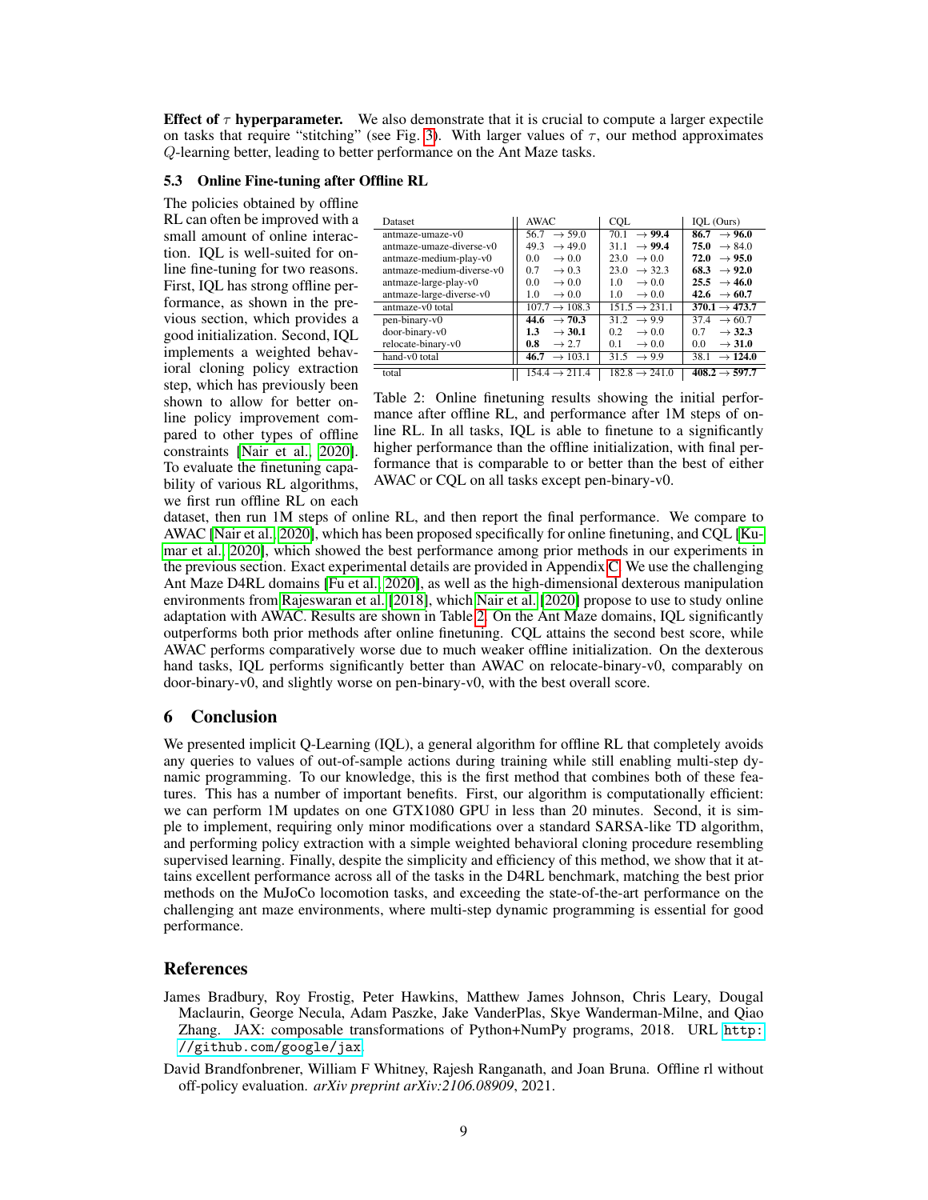**Effect of $\tau$ hyperparameter.** We also demonstrate that it is crucial to compute a larger expectile on tasks that require "stitching" (see Fig. 3). With larger values of $\tau$, our method approximates $Q$-learning better, leading to better performance on the Ant Maze tasks.

### 5.3 Online Fine-tuning after Offline RL

The policies obtained by offline RL can often be improved with a small amount of online interaction. IQL is well-suited for online fine-tuning for two reasons. First, IQL has strong offline performance, as shown in the previous section, which provides a good initialization. Second, IQL implements a weighted behavioral cloning policy extraction step, which has previously been shown to allow for better online policy improvement compared to other types of offline constraints [Nair et al., 2020]. To evaluate the finetuning capability of various RL algorithms, we first run offline RL on each dataset, then run 1M steps of online RL, and then report the final performance. We compare to AWAC [Nair et al., 2020], which has been proposed specifically for online finetuning, and CQL [Kumar et al., 2020], which showed the best performance among prior methods in our experiments in the previous section. Exact experimental details are provided in Appendix C. We use the challenging Ant Maze D4RL domains [Fu et al., 2020], as well as the high-dimensional dexterous manipulation environments from Rajeswaran et al. [2018], which Nair et al. [2020] propose to use to study online adaptation with AWAC. Results are shown in Table 2. On the Ant Maze domains, IQL significantly outperforms both prior methods after online finetuning. CQL attains the second best score, while AWAC performs comparatively worse due to much weaker offline initialization. On the dexterous hand tasks, IQL performs significantly better than AWAC on relocate-binary-v0, comparably on door-binary-v0, and slightly worse on pen-binary-v0, with the best overall score.

| Dataset | AWAC | CQL | IQL (Ours) |
|---|---|---|---|
| antmaze-umaze-v0 | 56.7 $\rightarrow$ 59.0 | 70.1 $\rightarrow$ **99.4** | **86.7** $\rightarrow$ **96.0** |
| antmaze-umaze-diverse-v0 | 49.3 $\rightarrow$ 49.0 | 31.1 $\rightarrow$ **99.4** | **75.0** $\rightarrow$ 84.0 |
| antmaze-medium-play-v0 | 0.0 $\rightarrow$ 0.0 | 23.0 $\rightarrow$ 0.0 | **72.0** $\rightarrow$ **95.0** |
| antmaze-medium-diverse-v0 | 0.7 $\rightarrow$ 0.3 | 23.0 $\rightarrow$ 32.3 | **68.3** $\rightarrow$ **92.0** |
| antmaze-large-play-v0 | 0.0 $\rightarrow$ 0.0 | 1.0 $\rightarrow$ 0.0 | **25.5** $\rightarrow$ **46.0** |
| antmaze-large-diverse-v0 | 1.0 $\rightarrow$ 0.0 | 1.0 $\rightarrow$ 0.0 | **42.6** $\rightarrow$ **60.7** |
| antmaze-v0 total | 107.7 $\rightarrow$ 108.3 | 151.5 $\rightarrow$ 231.1 | **370.1** $\rightarrow$ **473.7** |
| pen-binary-v0 | **44.6** $\rightarrow$ **70.3** | 31.2 $\rightarrow$ 9.9 | 37.4 $\rightarrow$ 60.7 |
| door-binary-v0 | **1.3** $\rightarrow$ **30.1** | 0.2 $\rightarrow$ 0.0 | 0.7 $\rightarrow$ **32.3** |
| relocate-binary-v0 | **0.8** $\rightarrow$ 2.7 | 0.1 $\rightarrow$ 0.0 | 0.0 $\rightarrow$ **31.0** |
| hand-v0 total | **46.7** $\rightarrow$ 103.1 | 31.5 $\rightarrow$ 9.9 | 38.1 $\rightarrow$ **124.0** |
| total | 154.4 $\rightarrow$ 211.4 | 182.8 $\rightarrow$ 241.0 | **408.2** $\rightarrow$ **597.7** |

Table 2: Online finetuning results showing the initial performance after offline RL, and performance after 1M steps of online RL. In all tasks, IQL is able to finetune to a significantly higher performance than the offline initialization, with final performance that is comparable to or better than the best of either AWAC or CQL on all tasks except pen-binary-v0.

## 6 Conclusion

We presented implicit Q-Learning (IQL), a general algorithm for offline RL that completely avoids any queries to values of out-of-sample actions during training while still enabling multi-step dynamic programming. To our knowledge, this is the first method that combines both of these features. This has a number of important benefits. First, our algorithm is computationally efficient: we can perform 1M updates on one GTX1080 GPU in less than 20 minutes. Second, it is simple to implement, requiring only minor modifications over a standard SARSA-like TD algorithm, and performing policy extraction with a simple weighted behavioral cloning procedure resembling supervised learning. Finally, despite the simplicity and efficiency of this method, we show that it attains excellent performance across all of the tasks in the D4RL benchmark, matching the best prior methods on the MuJoCo locomotion tasks, and exceeding the state-of-the-art performance on the challenging ant maze environments, where multi-step dynamic programming is essential for good performance.

## References

James Bradbury, Roy Frostig, Peter Hawkins, Matthew James Johnson, Chris Leary, Dougal Maclaurin, George Necula, Adam Paszke, Jake VanderPlas, Skye Wanderman-Milne, and Qiao Zhang. JAX: composable transformations of Python+NumPy programs, 2018. URL `http://github.com/google/jax`.

David Brandfonbrener, William F Whitney, Rajesh Ranganath, and Joan Bruna. Offline rl without off-policy evaluation. *arXiv preprint arXiv:2106.08909*, 2021.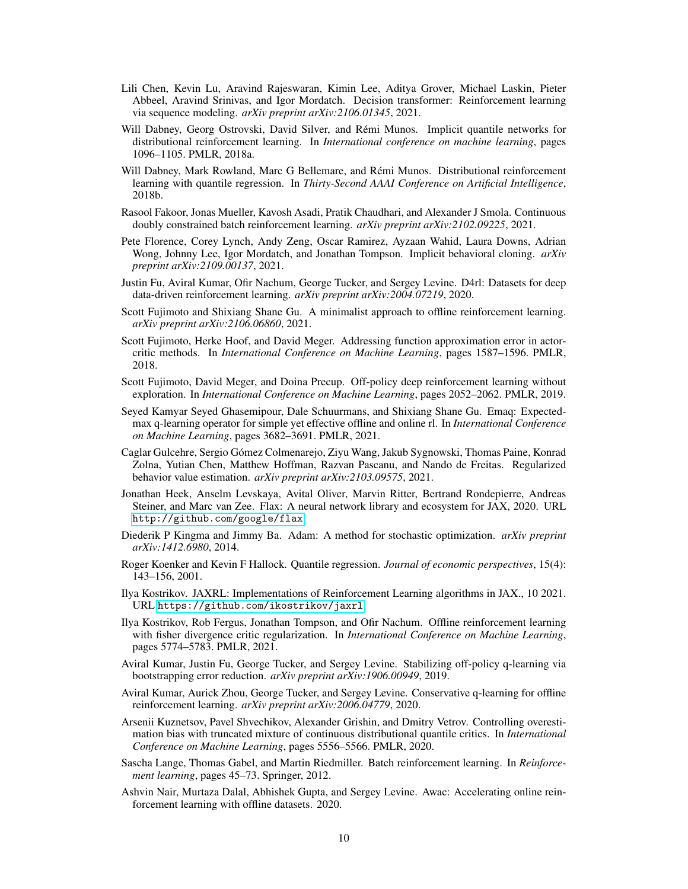Lili Chen, Kevin Lu, Aravind Rajeswaran, Kimin Lee, Aditya Grover, Michael Laskin, Pieter Abbeel, Aravind Srinivas, and Igor Mordatch. Decision transformer: Reinforcement learning via sequence modeling. *arXiv preprint arXiv:2106.01345*, 2021.

Will Dabney, Georg Ostrovski, David Silver, and Rémi Munos. Implicit quantile networks for distributional reinforcement learning. In *International conference on machine learning*, pages 1096–1105. PMLR, 2018a.

Will Dabney, Mark Rowland, Marc G Bellemare, and Rémi Munos. Distributional reinforcement learning with quantile regression. In *Thirty-Second AAAI Conference on Artificial Intelligence*, 2018b.

Rasool Fakoor, Jonas Mueller, Kavosh Asadi, Pratik Chaudhari, and Alexander J Smola. Continuous doubly constrained batch reinforcement learning. *arXiv preprint arXiv:2102.09225*, 2021.

Pete Florence, Corey Lynch, Andy Zeng, Oscar Ramirez, Ayzaan Wahid, Laura Downs, Adrian Wong, Johnny Lee, Igor Mordatch, and Jonathan Tompson. Implicit behavioral cloning. *arXiv preprint arXiv:2109.00137*, 2021.

Justin Fu, Aviral Kumar, Ofir Nachum, George Tucker, and Sergey Levine. D4rl: Datasets for deep data-driven reinforcement learning. *arXiv preprint arXiv:2004.07219*, 2020.

Scott Fujimoto and Shixiang Shane Gu. A minimalist approach to offline reinforcement learning. *arXiv preprint arXiv:2106.06860*, 2021.

Scott Fujimoto, Herke Hoof, and David Meger. Addressing function approximation error in actor-critic methods. In *International Conference on Machine Learning*, pages 1587–1596. PMLR, 2018.

Scott Fujimoto, David Meger, and Doina Precup. Off-policy deep reinforcement learning without exploration. In *International Conference on Machine Learning*, pages 2052–2062. PMLR, 2019.

Seyed Kamyar Seyed Ghasemipour, Dale Schuurmans, and Shixiang Shane Gu. Emaq: Expected-max q-learning operator for simple yet effective offline and online rl. In *International Conference on Machine Learning*, pages 3682–3691. PMLR, 2021.

Caglar Gulcehre, Sergio Gómez Colmenarejo, Ziyu Wang, Jakub Sygnowski, Thomas Paine, Konrad Zolna, Yutian Chen, Matthew Hoffman, Razvan Pascanu, and Nando de Freitas. Regularized behavior value estimation. *arXiv preprint arXiv:2103.09575*, 2021.

Jonathan Heek, Anselm Levskaya, Avital Oliver, Marvin Ritter, Bertrand Rondepierre, Andreas Steiner, and Marc van Zee. Flax: A neural network library and ecosystem for JAX, 2020. URL http://github.com/google/flax.

Diederik P Kingma and Jimmy Ba. Adam: A method for stochastic optimization. *arXiv preprint arXiv:1412.6980*, 2014.

Roger Koenker and Kevin F Hallock. Quantile regression. *Journal of economic perspectives*, 15(4): 143–156, 2001.

Ilya Kostrikov. JAXRL: Implementations of Reinforcement Learning algorithms in JAX., 10 2021. URL https://github.com/ikostrikov/jaxrl.

Ilya Kostrikov, Rob Fergus, Jonathan Tompson, and Ofir Nachum. Offline reinforcement learning with fisher divergence critic regularization. In *International Conference on Machine Learning*, pages 5774–5783. PMLR, 2021.

Aviral Kumar, Justin Fu, George Tucker, and Sergey Levine. Stabilizing off-policy q-learning via bootstrapping error reduction. *arXiv preprint arXiv:1906.00949*, 2019.

Aviral Kumar, Aurick Zhou, George Tucker, and Sergey Levine. Conservative q-learning for offline reinforcement learning. *arXiv preprint arXiv:2006.04779*, 2020.

Arsenii Kuznetsov, Pavel Shvechikov, Alexander Grishin, and Dmitry Vetrov. Controlling overestimation bias with truncated mixture of continuous distributional quantile critics. In *International Conference on Machine Learning*, pages 5556–5566. PMLR, 2020.

Sascha Lange, Thomas Gabel, and Martin Riedmiller. Batch reinforcement learning. In *Reinforcement learning*, pages 45–73. Springer, 2012.

Ashvin Nair, Murtaza Dalal, Abhishek Gupta, and Sergey Levine. Awac: Accelerating online reinforcement learning with offline datasets. 2020.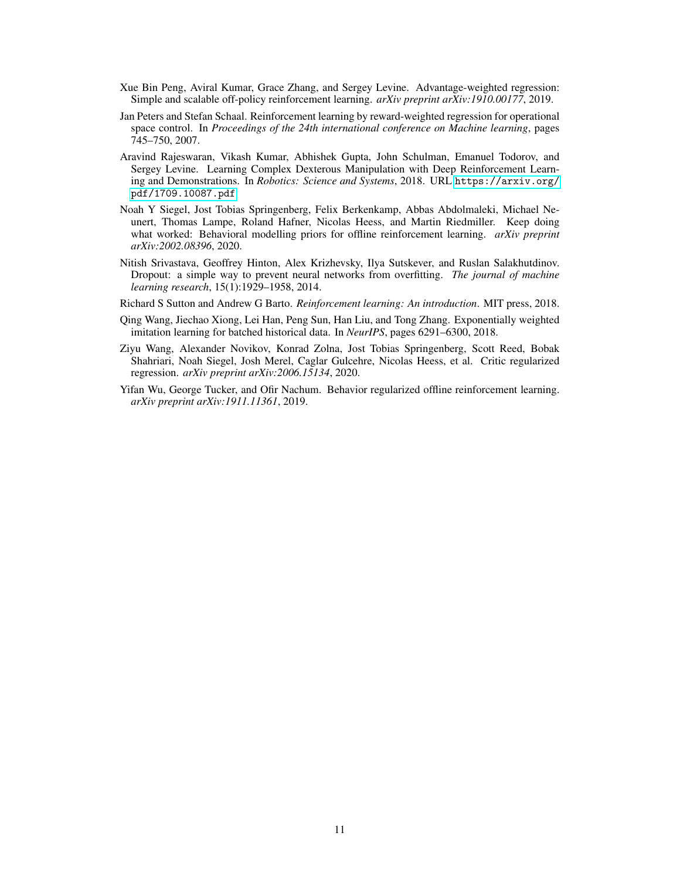Xue Bin Peng, Aviral Kumar, Grace Zhang, and Sergey Levine. Advantage-weighted regression: Simple and scalable off-policy reinforcement learning. *arXiv preprint arXiv:1910.00177*, 2019.

Jan Peters and Stefan Schaal. Reinforcement learning by reward-weighted regression for operational space control. In *Proceedings of the 24th international conference on Machine learning*, pages 745–750, 2007.

Aravind Rajeswaran, Vikash Kumar, Abhishek Gupta, John Schulman, Emanuel Todorov, and Sergey Levine. Learning Complex Dexterous Manipulation with Deep Reinforcement Learning and Demonstrations. In *Robotics: Science and Systems*, 2018. URL `https://arxiv.org/pdf/1709.10087.pdf`.

Noah Y Siegel, Jost Tobias Springenberg, Felix Berkenkamp, Abbas Abdolmaleki, Michael Neunert, Thomas Lampe, Roland Hafner, Nicolas Heess, and Martin Riedmiller. Keep doing what worked: Behavioral modelling priors for offline reinforcement learning. *arXiv preprint arXiv:2002.08396*, 2020.

Nitish Srivastava, Geoffrey Hinton, Alex Krizhevsky, Ilya Sutskever, and Ruslan Salakhutdinov. Dropout: a simple way to prevent neural networks from overfitting. *The journal of machine learning research*, 15(1):1929–1958, 2014.

Richard S Sutton and Andrew G Barto. *Reinforcement learning: An introduction*. MIT press, 2018.

Qing Wang, Jiechao Xiong, Lei Han, Peng Sun, Han Liu, and Tong Zhang. Exponentially weighted imitation learning for batched historical data. In *NeurIPS*, pages 6291–6300, 2018.

Ziyu Wang, Alexander Novikov, Konrad Zolna, Jost Tobias Springenberg, Scott Reed, Bobak Shahriari, Noah Siegel, Josh Merel, Caglar Gulcehre, Nicolas Heess, et al. Critic regularized regression. *arXiv preprint arXiv:2006.15134*, 2020.

Yifan Wu, George Tucker, and Ofir Nachum. Behavior regularized offline reinforcement learning. *arXiv preprint arXiv:1911.11361*, 2019.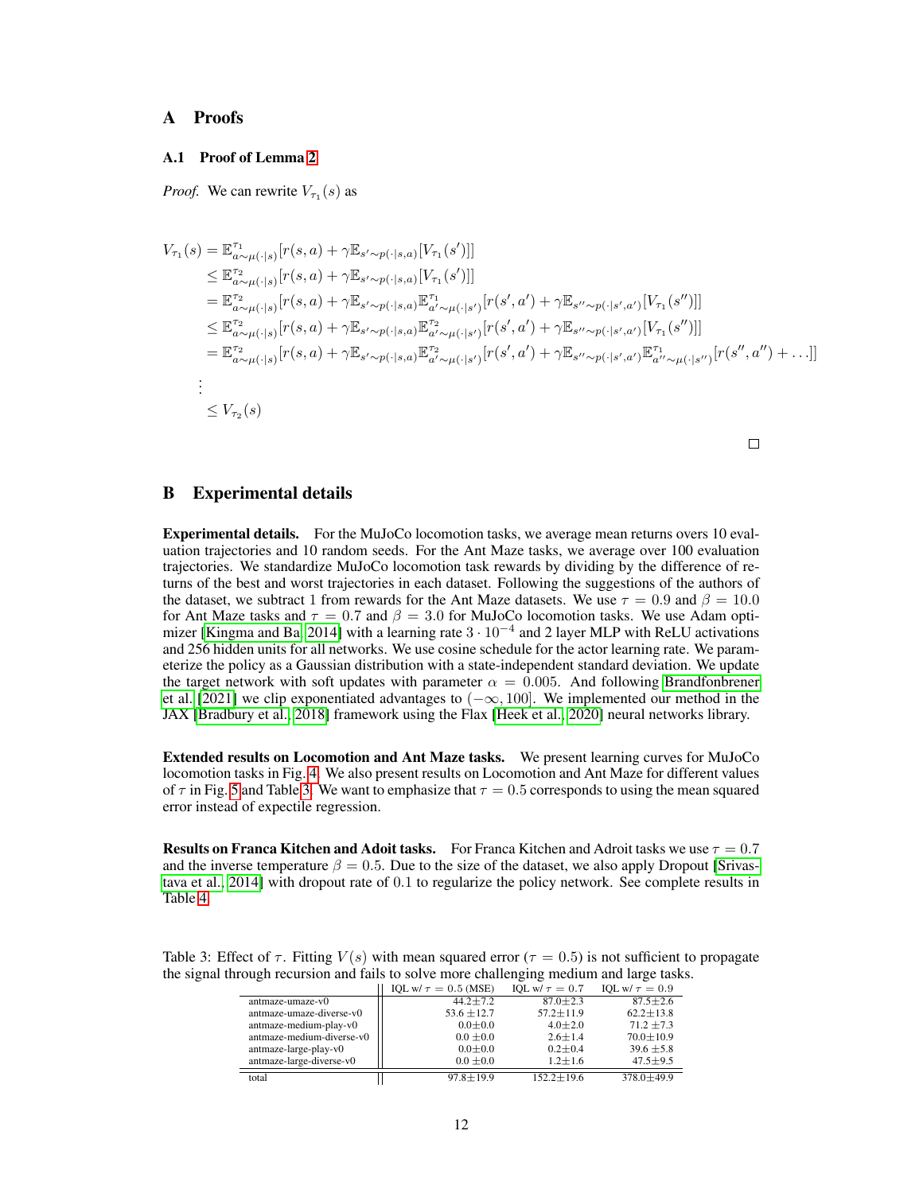# A Proofs

## A.1 Proof of Lemma 2

*Proof.* We can rewrite $V_{\tau_1}(s)$ as

$$
\begin{aligned}
V_{\tau_1}(s) &= \mathbb{E}^{\tau_1}_{a \sim \mu(\cdot|s)}[r(s,a) + \gamma \mathbb{E}_{s' \sim p(\cdot|s,a)}[V_{\tau_1}(s')]] \\
&\leq \mathbb{E}^{\tau_2}_{a \sim \mu(\cdot|s)}[r(s,a) + \gamma \mathbb{E}_{s' \sim p(\cdot|s,a)}[V_{\tau_1}(s')]] \\
&= \mathbb{E}^{\tau_2}_{a \sim \mu(\cdot|s)}[r(s,a) + \gamma \mathbb{E}_{s' \sim p(\cdot|s,a)} \mathbb{E}^{\tau_1}_{a' \sim \mu(\cdot|s')}[r(s',a') + \gamma \mathbb{E}_{s'' \sim p(\cdot|s',a')}[V_{\tau_1}(s'')]] \\
&\leq \mathbb{E}^{\tau_2}_{a \sim \mu(\cdot|s)}[r(s,a) + \gamma \mathbb{E}_{s' \sim p(\cdot|s,a)} \mathbb{E}^{\tau_2}_{a' \sim \mu(\cdot|s')}[r(s',a') + \gamma \mathbb{E}_{s'' \sim p(\cdot|s',a')}[V_{\tau_1}(s'')]] \\
&= \mathbb{E}^{\tau_2}_{a \sim \mu(\cdot|s)}[r(s,a) + \gamma \mathbb{E}_{s' \sim p(\cdot|s,a)} \mathbb{E}^{\tau_2}_{a' \sim \mu(\cdot|s')}[r(s',a') + \gamma \mathbb{E}_{s'' \sim p(\cdot|s',a')} \mathbb{E}^{\tau_1}_{a'' \sim \mu(\cdot|s'')}[r(s'',a'') + \ldots]] \\
&\vdots \\
&\leq V_{\tau_2}(s)
\end{aligned}
$$

□

# B Experimental details

**Experimental details.** For the MuJoCo locomotion tasks, we average mean returns overs 10 evaluation trajectories and 10 random seeds. For the Ant Maze tasks, we average over 100 evaluation trajectories. We standardize MuJoCo locomotion task rewards by dividing by the difference of returns of the best and worst trajectories in each dataset. Following the suggestions of the authors of the dataset, we subtract 1 from rewards for the Ant Maze datasets. We use $\tau = 0.9$ and $\beta = 10.0$ for Ant Maze tasks and $\tau = 0.7$ and $\beta = 3.0$ for MuJoCo locomotion tasks. We use Adam optimizer [Kingma and Ba, 2014] with a learning rate $3 \cdot 10^{-4}$ and 2 layer MLP with ReLU activations and 256 hidden units for all networks. We use cosine schedule for the actor learning rate. We parameterize the policy as a Gaussian distribution with a state-independent standard deviation. We update the target network with soft updates with parameter $\alpha = 0.005$. And following Brandfonbrener et al. [2021] we clip exponentiated advantages to $(-\infty, 100]$. We implemented our method in the JAX [Bradbury et al., 2018] framework using the Flax [Heek et al., 2020] neural networks library.

**Extended results on Locomotion and Ant Maze tasks.** We present learning curves for MuJoCo locomotion tasks in Fig. 4. We also present results on Locomotion and Ant Maze for different values of $\tau$ in Fig. 5 and Table 3. We want to emphasize that $\tau = 0.5$ corresponds to using the mean squared error instead of expectile regression.

**Results on Franca Kitchen and Adoit tasks.** For Franca Kitchen and Adroit tasks we use $\tau = 0.7$ and the inverse temperature $\beta = 0.5$. Due to the size of the dataset, we also apply Dropout [Srivastava et al., 2014] with dropout rate of 0.1 to regularize the policy network. See complete results in Table 4.

Table 3: Effect of $\tau$. Fitting $V(s)$ with mean squared error ($\tau = 0.5$) is not sufficient to propagate the signal through recursion and fails to solve more challenging medium and large tasks.

| | IQL w/ $\tau = 0.5$ (MSE) | IQL w/ $\tau = 0.7$ | IQL w/ $\tau = 0.9$ |
|---|---|---|---|
| antmaze-umaze-v0 | 44.2±7.2 | 87.0±2.3 | 87.5±2.6 |
| antmaze-umaze-diverse-v0 | 53.6 ±12.7 | 57.2±11.9 | 62.2±13.8 |
| antmaze-medium-play-v0 | 0.0±0.0 | 4.0±2.0 | 71.2 ±7.3 |
| antmaze-medium-diverse-v0 | 0.0 ±0.0 | 2.6±1.4 | 70.0±10.9 |
| antmaze-large-play-v0 | 0.0±0.0 | 0.2±0.4 | 39.6 ±5.8 |
| antmaze-large-diverse-v0 | 0.0 ±0.0 | 1.2±1.6 | 47.5±9.5 |
| total | 97.8±19.9 | 152.2±19.6 | 378.0±49.9 |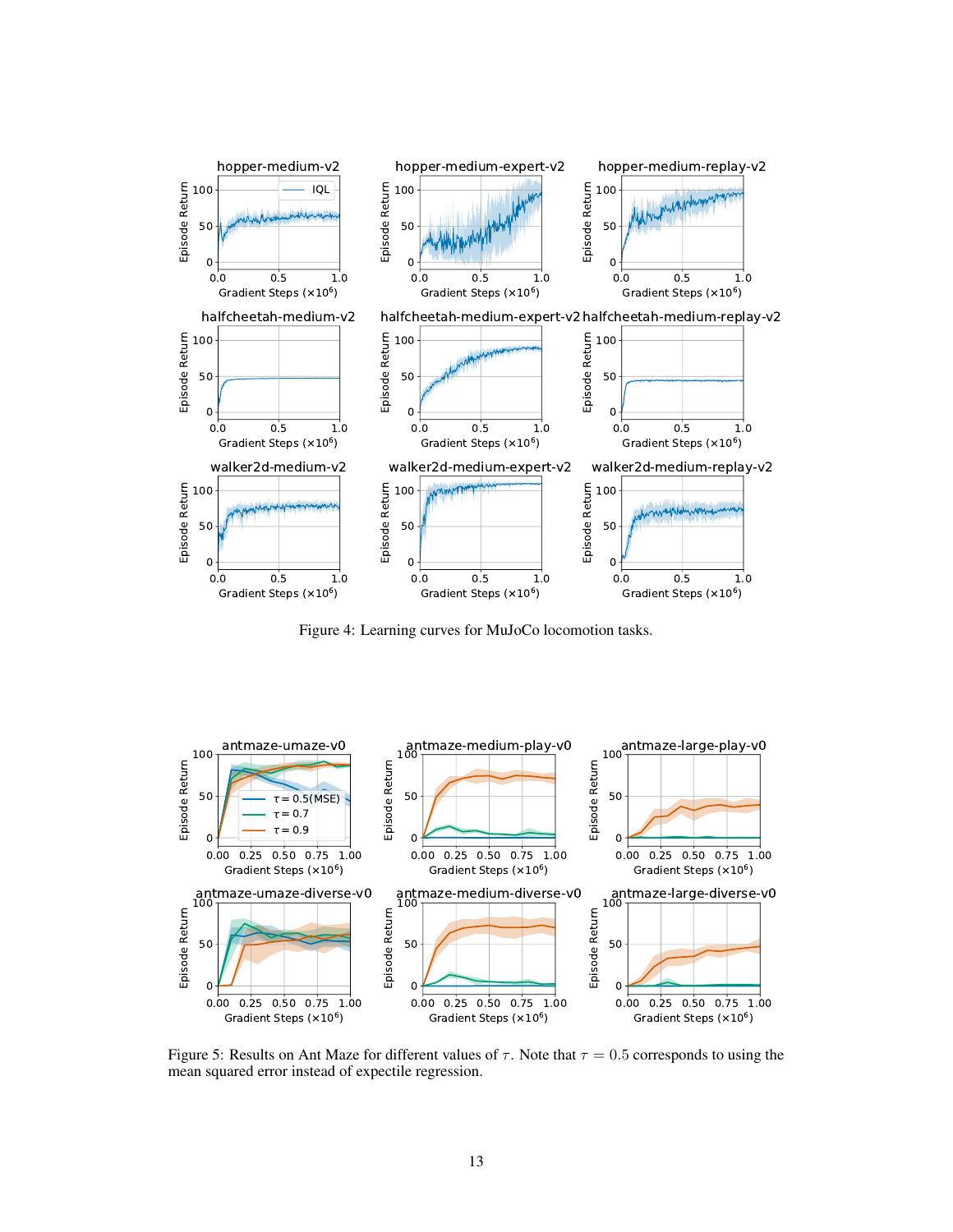Figure 4: Learning curves for MuJoCo locomotion tasks.

Figure 5: Results on Ant Maze for different values of $\tau$. Note that $\tau = 0.5$ corresponds to using the mean squared error instead of expectile regression.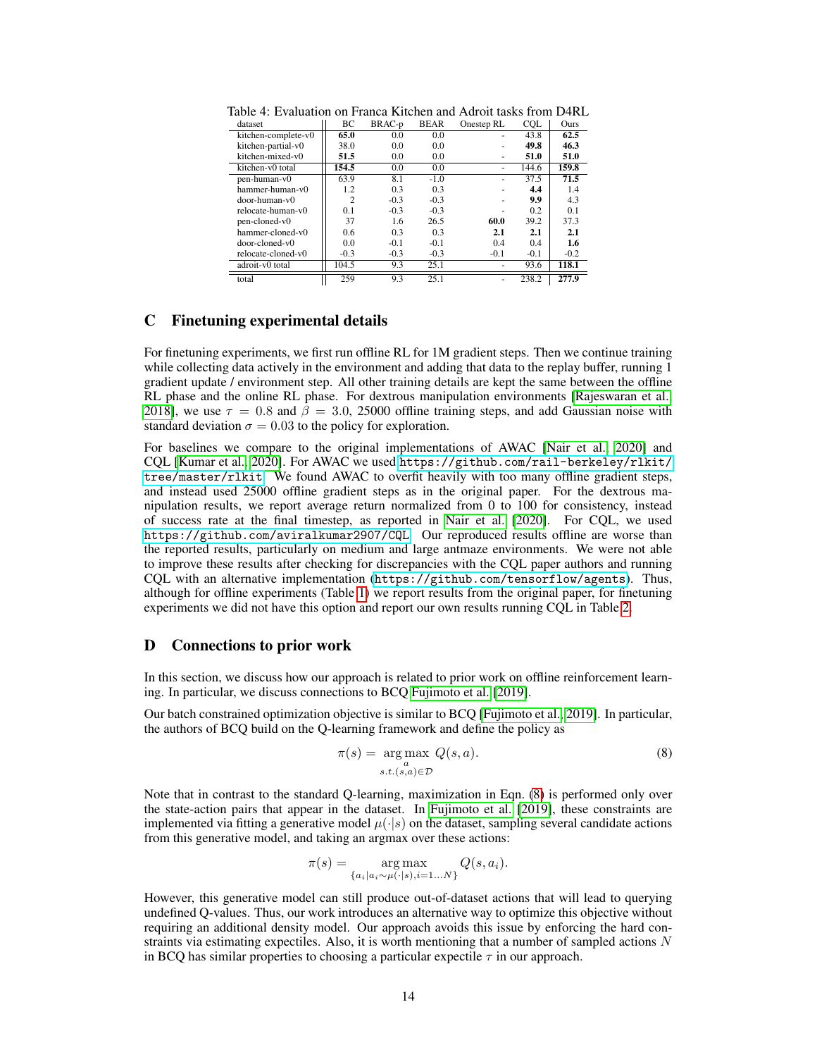Table 4: Evaluation on Franca Kitchen and Adroit tasks from D4RL

| dataset | BC | BRAC-p | BEAR | Onestep RL | CQL | Ours |
|---|---|---|---|---|---|---|
| kitchen-complete-v0 | **65.0** | 0.0 | 0.0 | - | 43.8 | 62.5 |
| kitchen-partial-v0 | 38.0 | 0.0 | 0.0 | - | **49.8** | **46.3** |
| kitchen-mixed-v0 | **51.5** | 0.0 | 0.0 | - | **51.0** | **51.0** |
| kitchen-v0 total | **154.5** | 0.0 | 0.0 | - | 144.6 | **159.8** |
| pen-human-v0 | 63.9 | 8.1 | -1.0 | - | 37.5 | **71.5** |
| hammer-human-v0 | 1.2 | 0.3 | 0.3 | - | **4.4** | 1.4 |
| door-human-v0 | 2 | -0.3 | -0.3 | - | **9.9** | 4.3 |
| relocate-human-v0 | 0.1 | -0.3 | -0.3 | - | 0.2 | 0.1 |
| pen-cloned-v0 | 37 | 1.6 | 26.5 | **60.0** | 39.2 | 37.3 |
| hammer-cloned-v0 | 0.6 | 0.3 | 0.3 | **2.1** | **2.1** | **2.1** |
| door-cloned-v0 | 0.0 | -0.1 | -0.1 | 0.4 | 0.4 | **1.6** |
| relocate-cloned-v0 | -0.3 | -0.3 | -0.3 | -0.1 | -0.1 | -0.2 |
| adroit-v0 total | 104.5 | 9.3 | 25.1 | - | 93.6 | **118.1** |
| total | 259 | 9.3 | 25.1 | - | 238.2 | **277.9** |

## C Finetuning experimental details

For finetuning experiments, we first run offline RL for 1M gradient steps. Then we continue training while collecting data actively in the environment and adding that data to the replay buffer, running 1 gradient update / environment step. All other training details are kept the same between the offline RL phase and the online RL phase. For dextrous manipulation environments [Rajeswaran et al., 2018], we use $\tau = 0.8$ and $\beta = 3.0$, 25000 offline training steps, and add Gaussian noise with standard deviation $\sigma = 0.03$ to the policy for exploration.

For baselines we compare to the original implementations of AWAC [Nair et al., 2020] and CQL [Kumar et al., 2020]. For AWAC we used `https://github.com/rail-berkeley/rlkit/tree/master/rlkit`. We found AWAC to overfit heavily with too many offline gradient steps, and instead used 25000 offline gradient steps as in the original paper. For the dextrous manipulation results, we report average return normalized from 0 to 100 for consistency, instead of success rate at the final timestep, as reported in Nair et al. [2020]. For CQL, we used `https://github.com/aviralkumar2907/CQL`. Our reproduced results offline are worse than the reported results, particularly on medium and large antmaze environments. We were not able to improve these results after checking for discrepancies with the CQL paper authors and running CQL with an alternative implementation (`https://github.com/tensorflow/agents`). Thus, although for offline experiments (Table 1) we report results from the original paper, for finetuning experiments we did not have this option and report our own results running CQL in Table 2.

## D Connections to prior work

In this section, we discuss how our approach is related to prior work on offline reinforcement learning. In particular, we discuss connections to BCQ Fujimoto et al. [2019].

Our batch constrained optimization objective is similar to BCQ [Fujimoto et al., 2019]. In particular, the authors of BCQ build on the Q-learning framework and define the policy as

$$\pi(s) = \underset{\substack{a \\ s.t. (s,a) \in \mathcal{D}}}{\arg\max} \ Q(s, a). \tag{8}$$

Note that in contrast to the standard Q-learning, maximization in Eqn. (8) is performed only over the state-action pairs that appear in the dataset. In Fujimoto et al. [2019], these constraints are implemented via fitting a generative model $\mu(\cdot|s)$ on the dataset, sampling several candidate actions from this generative model, and taking an argmax over these actions:

$$\pi(s) = \underset{\{a_i | a_i \sim \mu(\cdot|s), i=1...N\}}{\arg\max} Q(s, a_i).$$

However, this generative model can still produce out-of-dataset actions that will lead to querying undefined Q-values. Thus, our work introduces an alternative way to optimize this objective without requiring an additional density model. Our approach avoids this issue by enforcing the hard constraints via estimating expectiles. Also, it is worth mentioning that a number of sampled actions $N$ in BCQ has similar properties to choosing a particular expectile $\tau$ in our approach.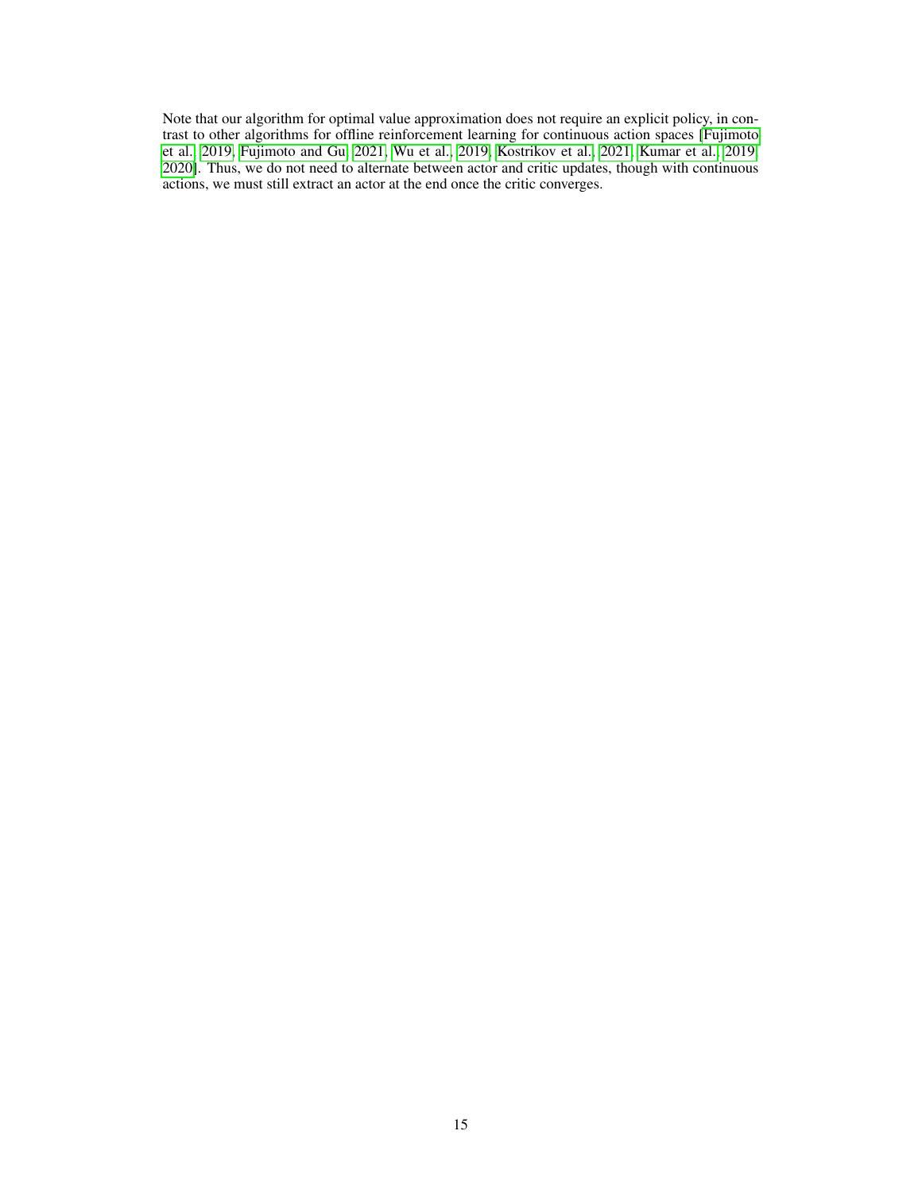Note that our algorithm for optimal value approximation does not require an explicit policy, in contrast to other algorithms for offline reinforcement learning for continuous action spaces [Fujimoto et al., 2019, Fujimoto and Gu, 2021, Wu et al., 2019, Kostrikov et al., 2021, Kumar et al., 2019, 2020]. Thus, we do not need to alternate between actor and critic updates, though with continuous actions, we must still extract an actor at the end once the critic converges.